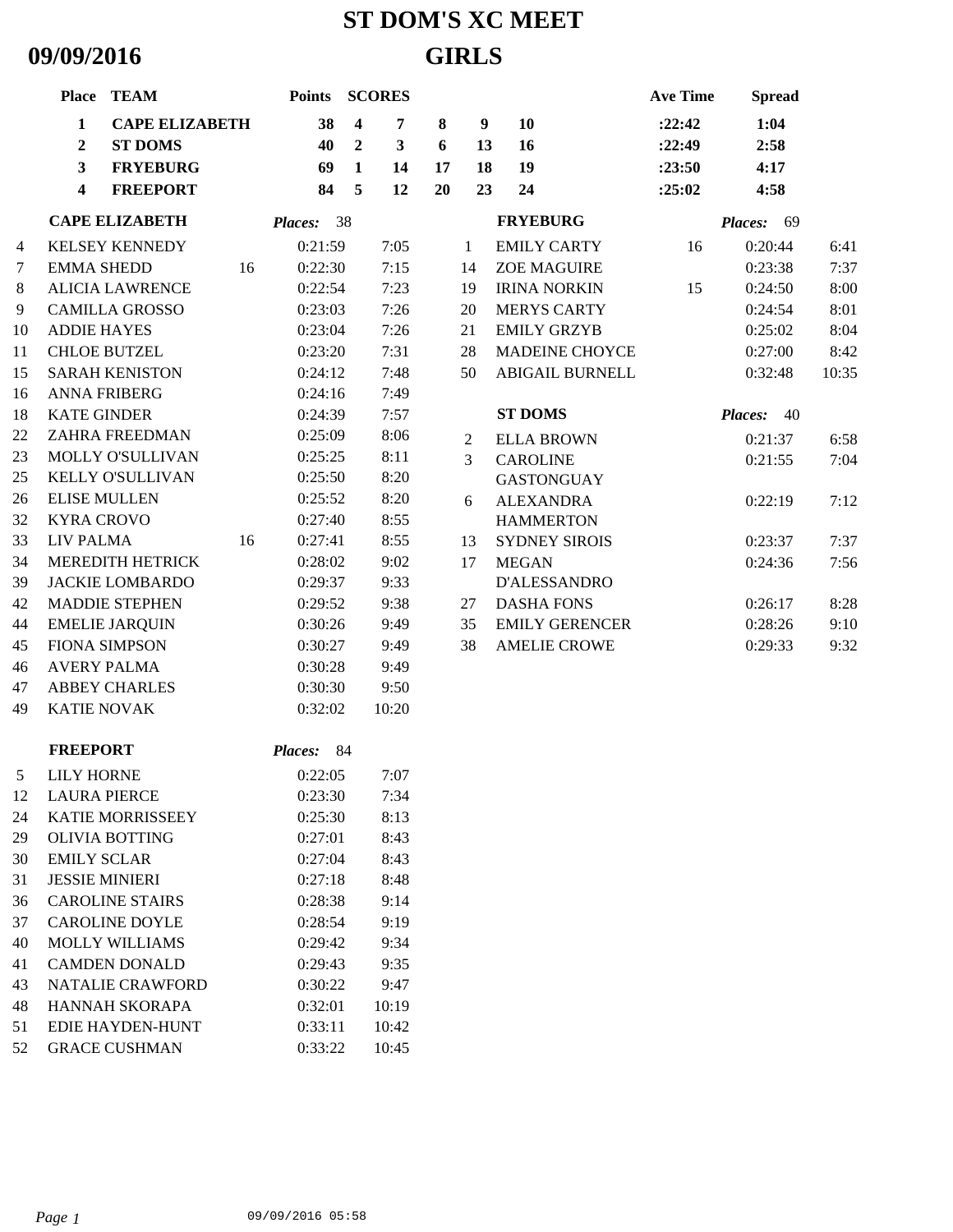# ST DOM'S XC MEET

## 09/09/2016 GIRLS

| Place | TEAM | Points | SCORES | | | | | Ave Time | Spread |
|---|---|---|---|---|---|---|---|---|---|
| 1 | CAPE ELIZABETH | 38 | 4 | 7 | 8 | 9 | 10 | :22:42 | 1:04 |
| 2 | ST DOMS | 40 | 2 | 3 | 6 | 13 | 16 | :22:49 | 2:58 |
| 3 | FRYEBURG | 69 | 1 | 14 | 17 | 18 | 19 | :23:50 | 4:17 |
| 4 | FREEPORT | 84 | 5 | 12 | 20 | 23 | 24 | :25:02 | 4:58 |

### CAPE ELIZABETH — *Places:* 38

| Place | Name | | Time | Pace |
|---|---|---|---|---|
| 4 | KELSEY KENNEDY | | 0:21:59 | 7:05 |
| 7 | EMMA SHEDD | 16 | 0:22:30 | 7:15 |
| 8 | ALICIA LAWRENCE | | 0:22:54 | 7:23 |
| 9 | CAMILLA GROSSO | | 0:23:03 | 7:26 |
| 10 | ADDIE HAYES | | 0:23:04 | 7:26 |
| 11 | CHLOE BUTZEL | | 0:23:20 | 7:31 |
| 15 | SARAH KENISTON | | 0:24:12 | 7:48 |
| 16 | ANNA FRIBERG | | 0:24:16 | 7:49 |
| 18 | KATE GINDER | | 0:24:39 | 7:57 |
| 22 | ZAHRA FREEDMAN | | 0:25:09 | 8:06 |
| 23 | MOLLY O'SULLIVAN | | 0:25:25 | 8:11 |
| 25 | KELLY O'SULLIVAN | | 0:25:50 | 8:20 |
| 26 | ELISE MULLEN | | 0:25:52 | 8:20 |
| 32 | KYRA CROVO | | 0:27:40 | 8:55 |
| 33 | LIV PALMA | 16 | 0:27:41 | 8:55 |
| 34 | MEREDITH HETRICK | | 0:28:02 | 9:02 |
| 39 | JACKIE LOMBARDO | | 0:29:37 | 9:33 |
| 42 | MADDIE STEPHEN | | 0:29:52 | 9:38 |
| 44 | EMELIE JARQUIN | | 0:30:26 | 9:49 |
| 45 | FIONA SIMPSON | | 0:30:27 | 9:49 |
| 46 | AVERY PALMA | | 0:30:28 | 9:49 |
| 47 | ABBEY CHARLES | | 0:30:30 | 9:50 |
| 49 | KATIE NOVAK | | 0:32:02 | 10:20 |

### FRYEBURG — *Places:* 69

| Place | Name | | Time | Pace |
|---|---|---|---|---|
| 1 | EMILY CARTY | 16 | 0:20:44 | 6:41 |
| 14 | ZOE MAGUIRE | | 0:23:38 | 7:37 |
| 19 | IRINA NORKIN | 15 | 0:24:50 | 8:00 |
| 20 | MERYS CARTY | | 0:24:54 | 8:01 |
| 21 | EMILY GRZYB | | 0:25:02 | 8:04 |
| 28 | MADEINE CHOYCE | | 0:27:00 | 8:42 |
| 50 | ABIGAIL BURNELL | | 0:32:48 | 10:35 |

### ST DOMS — *Places:* 40

| Place | Name | Time | Pace |
|---|---|---|---|
| 2 | ELLA BROWN | 0:21:37 | 6:58 |
| 3 | CAROLINE GASTONGUAY | 0:21:55 | 7:04 |
| 6 | ALEXANDRA HAMMERTON | 0:22:19 | 7:12 |
| 13 | SYDNEY SIROIS | 0:23:37 | 7:37 |
| 17 | MEGAN D'ALESSANDRO | 0:24:36 | 7:56 |
| 27 | DASHA FONS | 0:26:17 | 8:28 |
| 35 | EMILY GERENCER | 0:28:26 | 9:10 |
| 38 | AMELIE CROWE | 0:29:33 | 9:32 |

### FREEPORT — *Places:* 84

| Place | Name | Time | Pace |
|---|---|---|---|
| 5 | LILY HORNE | 0:22:05 | 7:07 |
| 12 | LAURA PIERCE | 0:23:30 | 7:34 |
| 24 | KATIE MORRISSEEY | 0:25:30 | 8:13 |
| 29 | OLIVIA BOTTING | 0:27:01 | 8:43 |
| 30 | EMILY SCLAR | 0:27:04 | 8:43 |
| 31 | JESSIE MINIERI | 0:27:18 | 8:48 |
| 36 | CAROLINE STAIRS | 0:28:38 | 9:14 |
| 37 | CAROLINE DOYLE | 0:28:54 | 9:19 |
| 40 | MOLLY WILLIAMS | 0:29:42 | 9:34 |
| 41 | CAMDEN DONALD | 0:29:43 | 9:35 |
| 43 | NATALIE CRAWFORD | 0:30:22 | 9:47 |
| 48 | HANNAH SKORAPA | 0:32:01 | 10:19 |
| 51 | EDIE HAYDEN-HUNT | 0:33:11 | 10:42 |
| 52 | GRACE CUSHMAN | 0:33:22 | 10:45 |

09/09/2016 05:58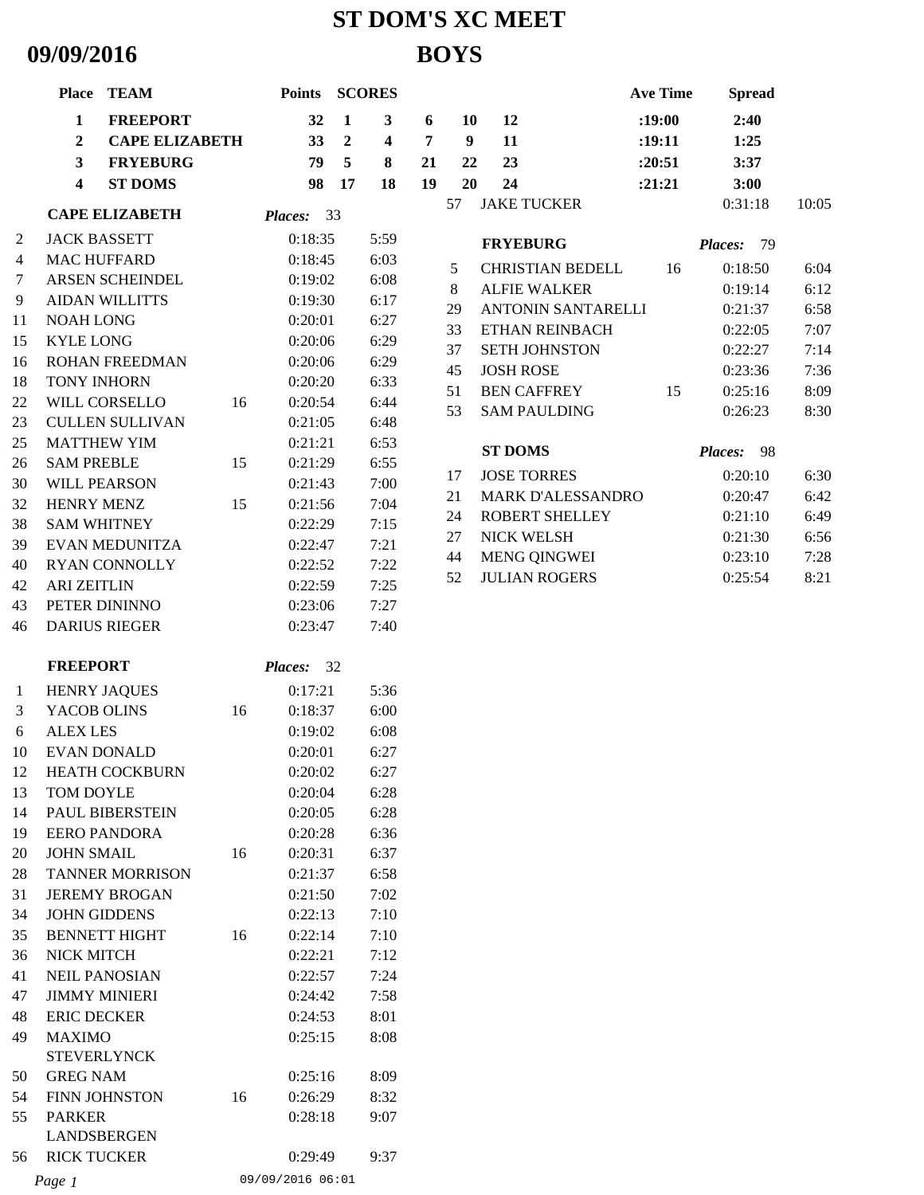# ST DOM'S XC MEET

## 09/09/2016 BOYS

| Place | TEAM | Points | SCORES | | | | | Ave Time | Spread |
|---|---|---|---|---|---|---|---|---|---|
| 1 | FREEPORT | 32 | 1 | 3 | 6 | 10 | 12 | :19:00 | 2:40 |
| 2 | CAPE ELIZABETH | 33 | 2 | 4 | 7 | 9 | 11 | :19:11 | 1:25 |
| 3 | FRYEBURG | 79 | 5 | 8 | 21 | 22 | 23 | :20:51 | 3:37 |
| 4 | ST DOMS | 98 | 17 | 18 | 19 | 20 | 24 | :21:21 | 3:00 |

### CAPE ELIZABETH — *Places:* 33

| | | | | |
|---|---|---|---|---|
| 2 | JACK BASSETT | | 0:18:35 | 5:59 |
| 4 | MAC HUFFARD | | 0:18:45 | 6:03 |
| 7 | ARSEN SCHEINDEL | | 0:19:02 | 6:08 |
| 9 | AIDAN WILLITTS | | 0:19:30 | 6:17 |
| 11 | NOAH LONG | | 0:20:01 | 6:27 |
| 15 | KYLE LONG | | 0:20:06 | 6:29 |
| 16 | ROHAN FREEDMAN | | 0:20:06 | 6:29 |
| 18 | TONY INHORN | | 0:20:20 | 6:33 |
| 22 | WILL CORSELLO | 16 | 0:20:54 | 6:44 |
| 23 | CULLEN SULLIVAN | | 0:21:05 | 6:48 |
| 25 | MATTHEW YIM | | 0:21:21 | 6:53 |
| 26 | SAM PREBLE | 15 | 0:21:29 | 6:55 |
| 30 | WILL PEARSON | | 0:21:43 | 7:00 |
| 32 | HENRY MENZ | 15 | 0:21:56 | 7:04 |
| 38 | SAM WHITNEY | | 0:22:29 | 7:15 |
| 39 | EVAN MEDUNITZA | | 0:22:47 | 7:21 |
| 40 | RYAN CONNOLLY | | 0:22:52 | 7:22 |
| 42 | ARI ZEITLIN | | 0:22:59 | 7:25 |
| 43 | PETER DININNO | | 0:23:06 | 7:27 |
| 46 | DARIUS RIEGER | | 0:23:47 | 7:40 |

### FREEPORT — *Places:* 32

| | | | | |
|---|---|---|---|---|
| 1 | HENRY JAQUES | | 0:17:21 | 5:36 |
| 3 | YACOB OLINS | 16 | 0:18:37 | 6:00 |
| 6 | ALEX LES | | 0:19:02 | 6:08 |
| 10 | EVAN DONALD | | 0:20:01 | 6:27 |
| 12 | HEATH COCKBURN | | 0:20:02 | 6:27 |
| 13 | TOM DOYLE | | 0:20:04 | 6:28 |
| 14 | PAUL BIBERSTEIN | | 0:20:05 | 6:28 |
| 19 | EERO PANDORA | | 0:20:28 | 6:36 |
| 20 | JOHN SMAIL | 16 | 0:20:31 | 6:37 |
| 28 | TANNER MORRISON | | 0:21:37 | 6:58 |
| 31 | JEREMY BROGAN | | 0:21:50 | 7:02 |
| 34 | JOHN GIDDENS | | 0:22:13 | 7:10 |
| 35 | BENNETT HIGHT | 16 | 0:22:14 | 7:10 |
| 36 | NICK MITCH | | 0:22:21 | 7:12 |
| 41 | NEIL PANOSIAN | | 0:22:57 | 7:24 |
| 47 | JIMMY MINIERI | | 0:24:42 | 7:58 |
| 48 | ERIC DECKER | | 0:24:53 | 8:01 |
| 49 | MAXIMO STEVERLYNCK | | 0:25:15 | 8:08 |
| 50 | GREG NAM | | 0:25:16 | 8:09 |
| 54 | FINN JOHNSTON | 16 | 0:26:29 | 8:32 |
| 55 | PARKER LANDSBERGEN | | 0:28:18 | 9:07 |
| 56 | RICK TUCKER | | 0:29:49 | 9:37 |
| 57 | JAKE TUCKER | | 0:31:18 | 10:05 |

### FRYEBURG — *Places:* 79

| | | | | |
|---|---|---|---|---|
| 5 | CHRISTIAN BEDELL | 16 | 0:18:50 | 6:04 |
| 8 | ALFIE WALKER | | 0:19:14 | 6:12 |
| 29 | ANTONIN SANTARELLI | | 0:21:37 | 6:58 |
| 33 | ETHAN REINBACH | | 0:22:05 | 7:07 |
| 37 | SETH JOHNSTON | | 0:22:27 | 7:14 |
| 45 | JOSH ROSE | | 0:23:36 | 7:36 |
| 51 | BEN CAFFREY | 15 | 0:25:16 | 8:09 |
| 53 | SAM PAULDING | | 0:26:23 | 8:30 |

### ST DOMS — *Places:* 98

| | | | | |
|---|---|---|---|---|
| 17 | JOSE TORRES | | 0:20:10 | 6:30 |
| 21 | MARK D'ALESSANDRO | | 0:20:47 | 6:42 |
| 24 | ROBERT SHELLEY | | 0:21:10 | 6:49 |
| 27 | NICK WELSH | | 0:21:30 | 6:56 |
| 44 | MENG QINGWEI | | 0:23:10 | 7:28 |
| 52 | JULIAN ROGERS | | 0:25:54 | 8:21 |

09/09/2016 06:01